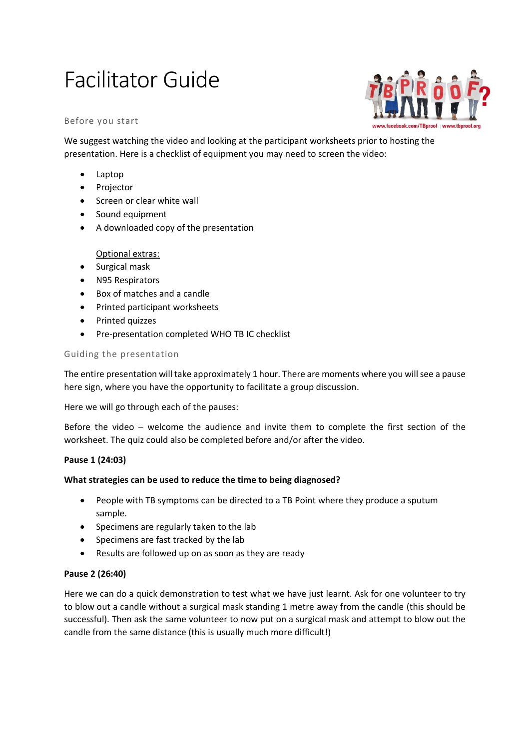# Facilitator Guide

## Before you start

We suggest watching the video and looking at the participant worksheets prior to hosting the presentation. Here is a checklist of equipment you may need to screen the video:

- Laptop
- Projector
- Screen or clear white wall
- Sound equipment
- A downloaded copy of the presentation

Optional extras:

- Surgical mask
- N95 Respirators
- Box of matches and a candle
- Printed participant worksheets
- Printed quizzes
- Pre-presentation completed WHO TB IC checklist

## Guiding the presentation

The entire presentation will take approximately 1 hour. There are moments where you will see a pause here sign, where you have the opportunity to facilitate a group discussion.

Here we will go through each of the pauses:

Before the video – welcome the audience and invite them to complete the first section of the worksheet. The quiz could also be completed before and/or after the video.

**Pause 1 (24:03)**

**What strategies can be used to reduce the time to being diagnosed?**

- People with TB symptoms can be directed to a TB Point where they produce a sputum sample.
- Specimens are regularly taken to the lab
- Specimens are fast tracked by the lab
- Results are followed up on as soon as they are ready

**Pause 2 (26:40)**

Here we can do a quick demonstration to test what we have just learnt. Ask for one volunteer to try to blow out a candle without a surgical mask standing 1 metre away from the candle (this should be successful). Then ask the same volunteer to now put on a surgical mask and attempt to blow out the candle from the same distance (this is usually much more difficult!)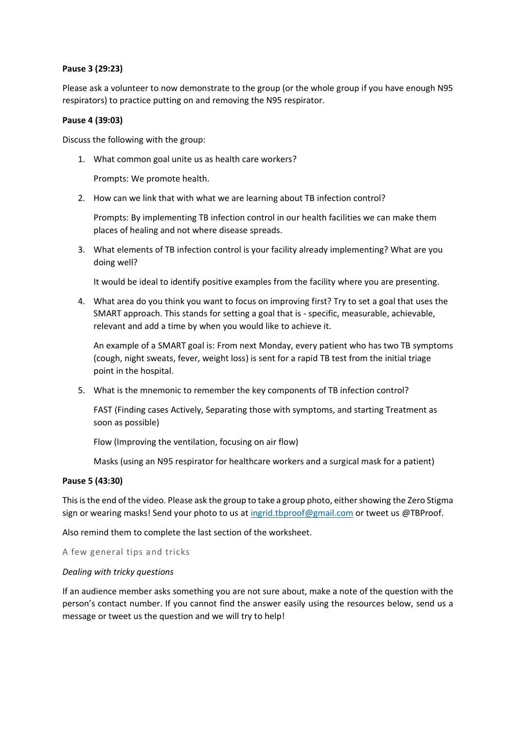**Pause 3 (29:23)**

Please ask a volunteer to now demonstrate to the group (or the whole group if you have enough N95 respirators) to practice putting on and removing the N95 respirator.

**Pause 4 (39:03)**

Discuss the following with the group:

1. What common goal unite us as health care workers?

   Prompts: We promote health.

2. How can we link that with what we are learning about TB infection control?

   Prompts: By implementing TB infection control in our health facilities we can make them places of healing and not where disease spreads.

3. What elements of TB infection control is your facility already implementing? What are you doing well?

   It would be ideal to identify positive examples from the facility where you are presenting.

4. What area do you think you want to focus on improving first? Try to set a goal that uses the SMART approach. This stands for setting a goal that is - specific, measurable, achievable, relevant and add a time by when you would like to achieve it.

   An example of a SMART goal is: From next Monday, every patient who has two TB symptoms (cough, night sweats, fever, weight loss) is sent for a rapid TB test from the initial triage point in the hospital.

5. What is the mnemonic to remember the key components of TB infection control?

   FAST (Finding cases Actively, Separating those with symptoms, and starting Treatment as soon as possible)

   Flow (Improving the ventilation, focusing on air flow)

   Masks (using an N95 respirator for healthcare workers and a surgical mask for a patient)

**Pause 5 (43:30)**

This is the end of the video. Please ask the group to take a group photo, either showing the Zero Stigma sign or wearing masks! Send your photo to us at ingrid.tbproof@gmail.com or tweet us @TBProof.

Also remind them to complete the last section of the worksheet.

## A few general tips and tricks

*Dealing with tricky questions*

If an audience member asks something you are not sure about, make a note of the question with the person's contact number. If you cannot find the answer easily using the resources below, send us a message or tweet us the question and we will try to help!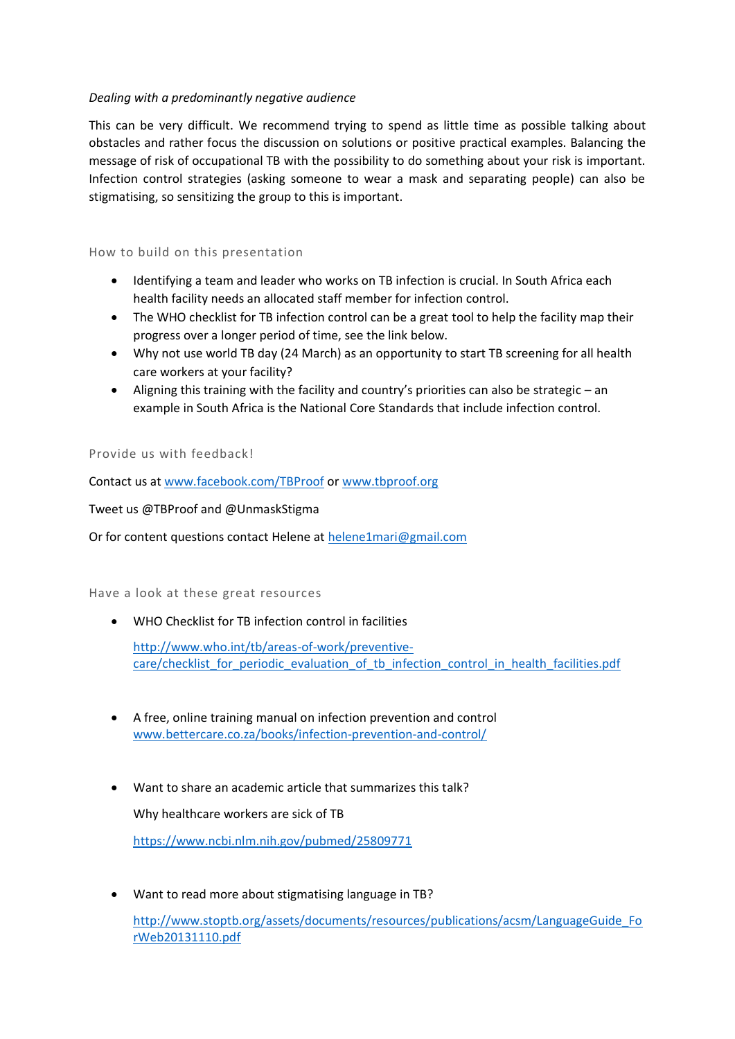*Dealing with a predominantly negative audience*

This can be very difficult. We recommend trying to spend as little time as possible talking about obstacles and rather focus the discussion on solutions or positive practical examples. Balancing the message of risk of occupational TB with the possibility to do something about your risk is important. Infection control strategies (asking someone to wear a mask and separating people) can also be stigmatising, so sensitizing the group to this is important.

## How to build on this presentation

- Identifying a team and leader who works on TB infection is crucial. In South Africa each health facility needs an allocated staff member for infection control.
- The WHO checklist for TB infection control can be a great tool to help the facility map their progress over a longer period of time, see the link below.
- Why not use world TB day (24 March) as an opportunity to start TB screening for all health care workers at your facility?
- Aligning this training with the facility and country's priorities can also be strategic – an example in South Africa is the National Core Standards that include infection control.

## Provide us with feedback!

Contact us at www.facebook.com/TBProof or www.tbproof.org

Tweet us @TBProof and @UnmaskStigma

Or for content questions contact Helene at helene1mari@gmail.com

## Have a look at these great resources

- WHO Checklist for TB infection control in facilities

  http://www.who.int/tb/areas-of-work/preventive-care/checklist_for_periodic_evaluation_of_tb_infection_control_in_health_facilities.pdf

- A free, online training manual on infection prevention and control www.bettercare.co.za/books/infection-prevention-and-control/

- Want to share an academic article that summarizes this talk?

  Why healthcare workers are sick of TB

  https://www.ncbi.nlm.nih.gov/pubmed/25809771

- Want to read more about stigmatising language in TB?

  http://www.stoptb.org/assets/documents/resources/publications/acsm/LanguageGuide_ForWeb20131110.pdf